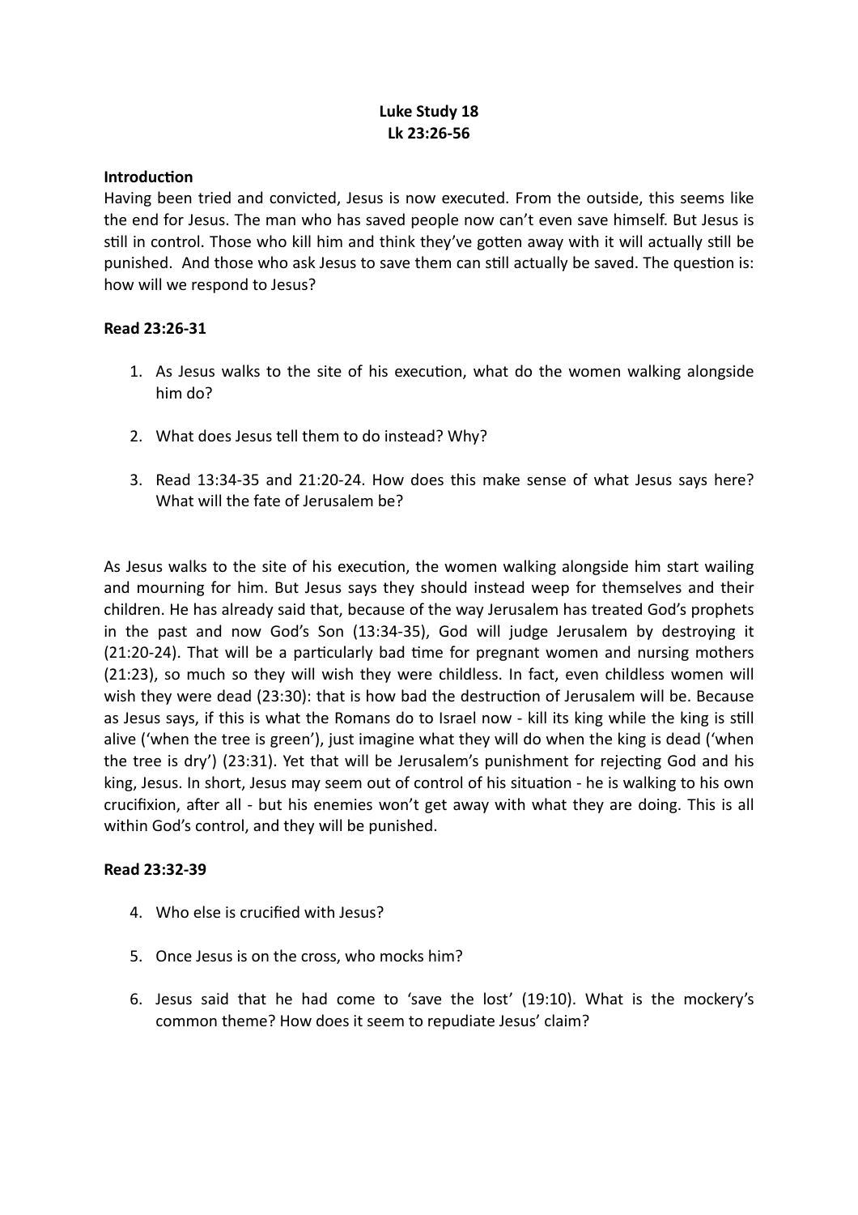**Luke Study 18**
**Lk 23:26-56**

**Introduction**

Having been tried and convicted, Jesus is now executed. From the outside, this seems like the end for Jesus. The man who has saved people now can't even save himself. But Jesus is still in control. Those who kill him and think they've gotten away with it will actually still be punished. And those who ask Jesus to save them can still actually be saved. The question is: how will we respond to Jesus?

**Read 23:26-31**

1. As Jesus walks to the site of his execution, what do the women walking alongside him do?
2. What does Jesus tell them to do instead? Why?
3. Read 13:34-35 and 21:20-24. How does this make sense of what Jesus says here? What will the fate of Jerusalem be?

As Jesus walks to the site of his execution, the women walking alongside him start wailing and mourning for him. But Jesus says they should instead weep for themselves and their children. He has already said that, because of the way Jerusalem has treated God's prophets in the past and now God's Son (13:34-35), God will judge Jerusalem by destroying it (21:20-24). That will be a particularly bad time for pregnant women and nursing mothers (21:23), so much so they will wish they were childless. In fact, even childless women will wish they were dead (23:30): that is how bad the destruction of Jerusalem will be. Because as Jesus says, if this is what the Romans do to Israel now - kill its king while the king is still alive ('when the tree is green'), just imagine what they will do when the king is dead ('when the tree is dry') (23:31). Yet that will be Jerusalem's punishment for rejecting God and his king, Jesus. In short, Jesus may seem out of control of his situation - he is walking to his own crucifixion, after all - but his enemies won't get away with what they are doing. This is all within God's control, and they will be punished.

**Read 23:32-39**

4. Who else is crucified with Jesus?
5. Once Jesus is on the cross, who mocks him?
6. Jesus said that he had come to 'save the lost' (19:10). What is the mockery's common theme? How does it seem to repudiate Jesus' claim?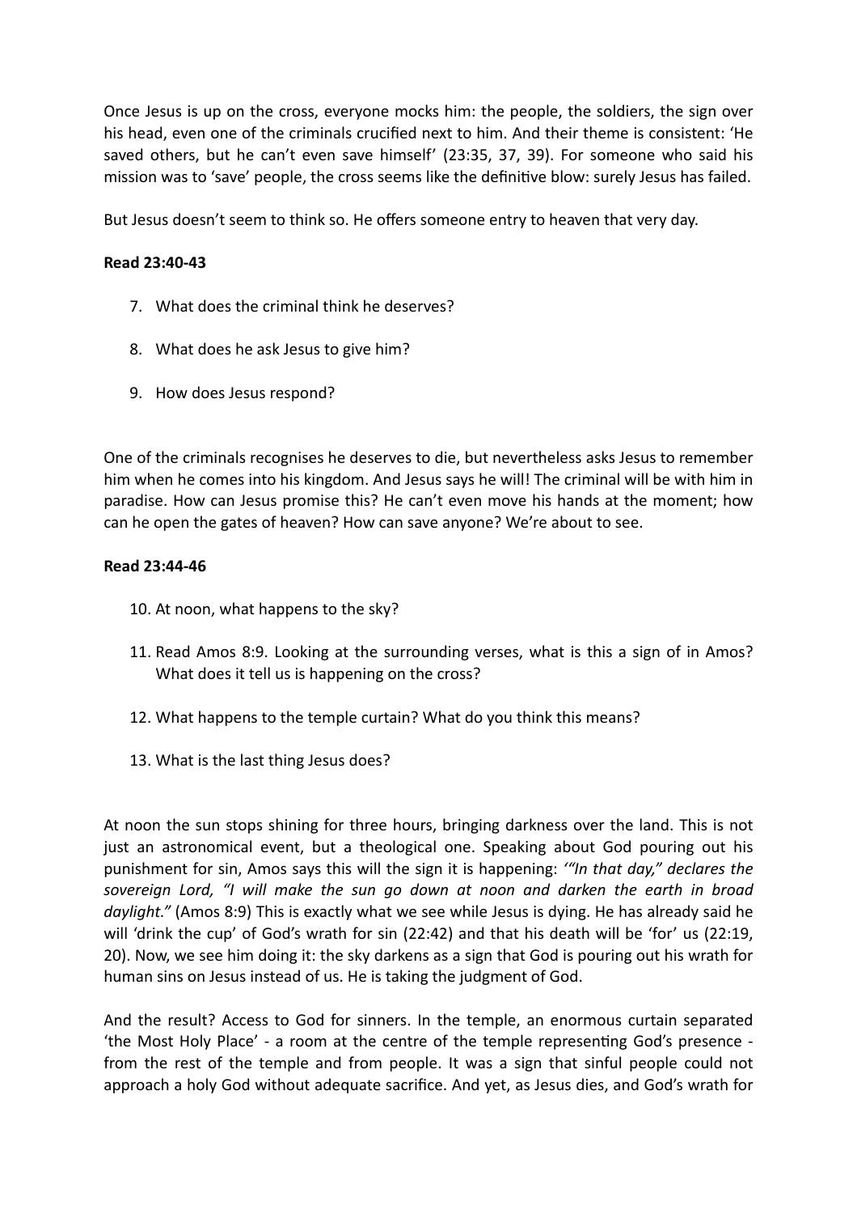Once Jesus is up on the cross, everyone mocks him: the people, the soldiers, the sign over his head, even one of the criminals crucified next to him. And their theme is consistent: 'He saved others, but he can't even save himself' (23:35, 37, 39). For someone who said his mission was to 'save' people, the cross seems like the definitive blow: surely Jesus has failed.

But Jesus doesn't seem to think so. He offers someone entry to heaven that very day.

**Read 23:40-43**

7. What does the criminal think he deserves?

8. What does he ask Jesus to give him?

9. How does Jesus respond?

One of the criminals recognises he deserves to die, but nevertheless asks Jesus to remember him when he comes into his kingdom. And Jesus says he will! The criminal will be with him in paradise. How can Jesus promise this? He can't even move his hands at the moment; how can he open the gates of heaven? How can save anyone? We're about to see.

**Read 23:44-46**

10. At noon, what happens to the sky?

11. Read Amos 8:9. Looking at the surrounding verses, what is this a sign of in Amos? What does it tell us is happening on the cross?

12. What happens to the temple curtain? What do you think this means?

13. What is the last thing Jesus does?

At noon the sun stops shining for three hours, bringing darkness over the land. This is not just an astronomical event, but a theological one. Speaking about God pouring out his punishment for sin, Amos says this will the sign it is happening: *'"In that day," declares the sovereign Lord, "I will make the sun go down at noon and darken the earth in broad daylight."* (Amos 8:9) This is exactly what we see while Jesus is dying. He has already said he will 'drink the cup' of God's wrath for sin (22:42) and that his death will be 'for' us (22:19, 20). Now, we see him doing it: the sky darkens as a sign that God is pouring out his wrath for human sins on Jesus instead of us. He is taking the judgment of God.

And the result? Access to God for sinners. In the temple, an enormous curtain separated 'the Most Holy Place' - a room at the centre of the temple representing God's presence - from the rest of the temple and from people. It was a sign that sinful people could not approach a holy God without adequate sacrifice. And yet, as Jesus dies, and God's wrath for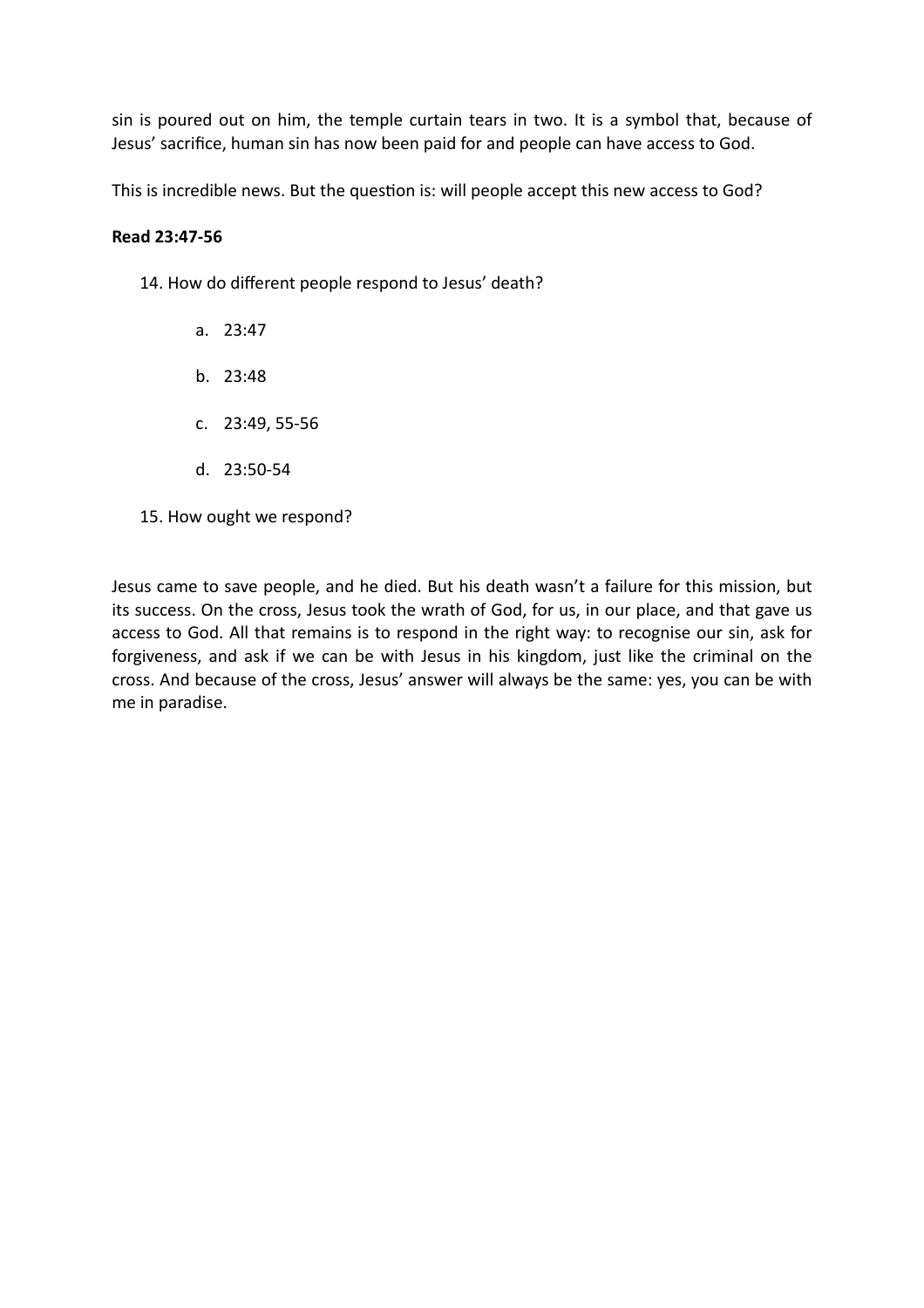sin is poured out on him, the temple curtain tears in two. It is a symbol that, because of Jesus' sacrifice, human sin has now been paid for and people can have access to God.

This is incredible news. But the question is: will people accept this new access to God?

**Read 23:47-56**

14. How do different people respond to Jesus' death?

    a. 23:47

    b. 23:48

    c. 23:49, 55-56

    d. 23:50-54

15. How ought we respond?

Jesus came to save people, and he died. But his death wasn't a failure for this mission, but its success. On the cross, Jesus took the wrath of God, for us, in our place, and that gave us access to God. All that remains is to respond in the right way: to recognise our sin, ask for forgiveness, and ask if we can be with Jesus in his kingdom, just like the criminal on the cross. And because of the cross, Jesus' answer will always be the same: yes, you can be with me in paradise.